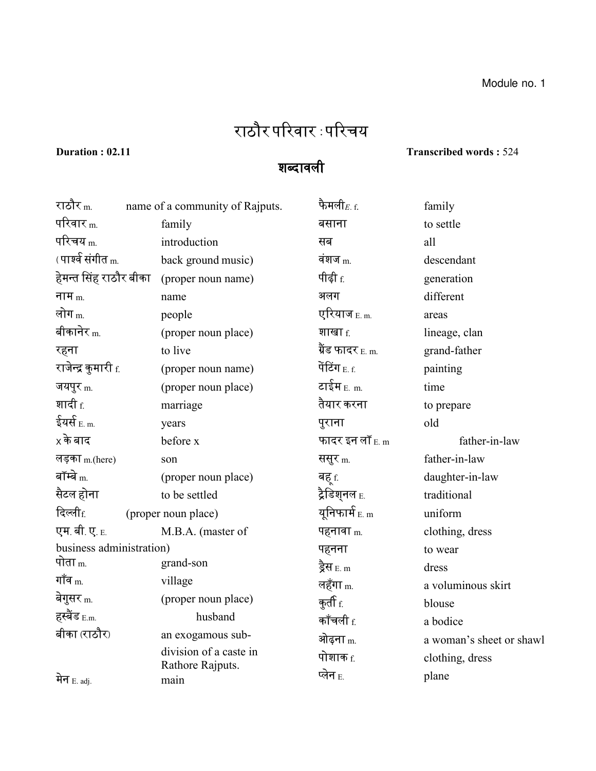Module no. 1

# राठौर परिवार : परिचय

**Duration : 02.11** **Transcribed words :** 524

## शब्दावली

| | | | |
|---|---|---|---|
| राठौर m. | name of a community of Rajputs. | फैमली E. f. | family |
| परिवार m. | family | बसाना | to settle |
| परिचय m. | introduction | सब | all |
| ( पार्श्व संगीत m. | back ground music) | वंशज m. | descendant |
| हेमन्त सिंह राठौर बीका | (proper noun name) | पीढ़ी f. | generation |
| नाम m. | name | अलग | different |
| लोग m. | people | एरियाज E. m. | areas |
| बीकानेर m. | (proper noun place) | शाखा f. | lineage, clan |
| रहना | to live | ग्रैंड फादर E. m. | grand-father |
| राजेन्द्र कुमारी f. | (proper noun name) | पेंटिंग E. f. | painting |
| जयपुर m. | (proper noun place) | टाईम E. m. | time |
| शादी f. | marriage | तैयार करना | to prepare |
| ईयर्स E. m. | years | पुराना | old |
| x के बाद | before x | फादर इन लॉ E. m | father-in-law |
| लड़का m.(here) | son | ससुर m. | father-in-law |
| बॉम्बे m. | (proper noun place) | बहू f. | daughter-in-law |
| सैटल होना | to be settled | ट्रैडिश्नल E. | traditional |
| दिल्ली f. | (proper noun place) | यूनिफार्म E. m | uniform |
| एम. बी. ए. E. | M.B.A. (master of business administration) | पहनावा m. | clothing, dress |
| पोता m. | grand-son | पहनना | to wear |
| गाँव m. | village | ड्रैस E. m | dress |
| बेगुसर m. | (proper noun place) | लहँगा m. | a voluminous skirt |
| हस्बैंड E.m. | husband | कुर्ती f. | blouse |
| बीका (राठौर) | an exogamous sub-division of a caste in Rathore Rajputs. | काँचली f. | a bodice |
| | | ओढ़ना m. | a woman's sheet or shawl |
| | | पोशाक f. | clothing, dress |
| मेन E. adj. | main | प्लेन E. | plane |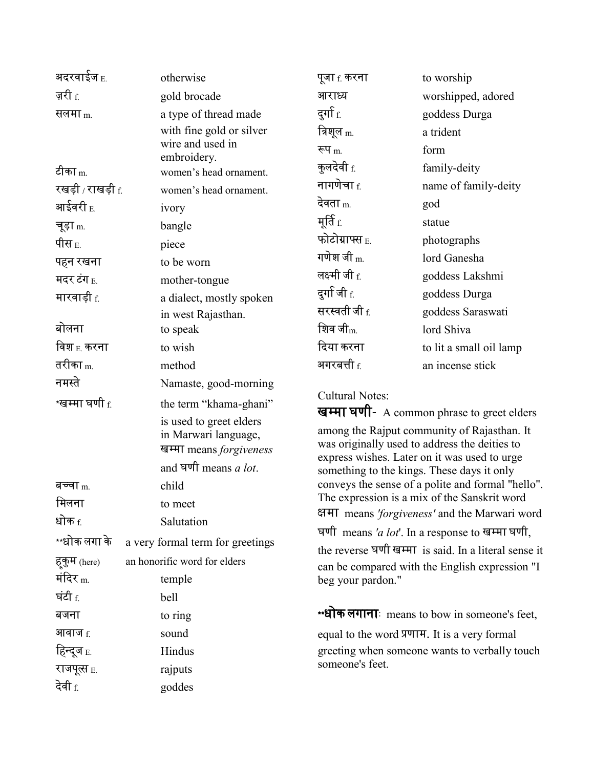| | |
|---|---|
| अदरवाईज E. | otherwise |
| ज़री f. | gold brocade |
| सलमा m. | a type of thread made with fine gold or silver wire and used in embroidery. |
| टीका m. | women's head ornament. |
| रखड़ी / राखड़ी f. | women's head ornament. |
| आईवरी E. | ivory |
| चूड़ा m. | bangle |
| पीस E. | piece |
| पहन रखना | to be worn |
| मदर टंग E. | mother-tongue |
| मारवाड़ी f. | a dialect, mostly spoken in west Rajasthan. |
| बोलना | to speak |
| विश E. करना | to wish |
| तरीका m. | method |
| नमस्ते | Namaste, good-morning |
| *खम्मा घणी f. | the term "khama-ghani" is used to greet elders in Marwari language, खम्मा means *forgiveness* and घणी means *a lot*. |
| बच्चा m. | child |
| मिलना | to meet |
| धोक f. | Salutation |
| **धोक लगा के | a very formal term for greetings |
| हुकुम (here) | an honorific word for elders |
| मंदिर m. | temple |
| घंटी f. | bell |
| बजना | to ring |
| आवाज f. | sound |
| हिन्दूज E. | Hindus |
| राजपूत्स E. | rajputs |
| देवी f. | goddes |
| पूजा f. करना | to worship |
| आराध्य | worshipped, adored |
| दुर्गा f. | goddess Durga |
| त्रिशूल m. | a trident |
| रूप m. | form |
| कुलदेवी f. | family-deity |
| नागणेचा f. | name of family-deity |
| देवता m. | god |
| मूर्ति f. | statue |
| फोटोग्राफ्स E. | photographs |
| गणेश जी m. | lord Ganesha |
| लक्ष्मी जी f. | goddess Lakshmi |
| दुर्गा जी f. | goddess Durga |
| सरस्वती जी f. | goddess Saraswati |
| शिव जी m. | lord Shiva |
| दिया करना | to lit a small oil lamp |
| अगरबत्ती f. | an incense stick |

Cultural Notes:

**खम्मा घणी**- A common phrase to greet elders among the Rajput community of Rajasthan. It was originally used to address the deities to express wishes. Later on it was used to urge something to the kings. These days it only conveys the sense of a polite and formal "hello". The expression is a mix of the Sanskrit word क्षमा means *'forgiveness'* and the Marwari word घणी means *'a lot'*. In a response to खम्मा घणी, the reverse घणी खम्मा is said. In a literal sense it can be compared with the English expression "I beg your pardon."

****धोक लगाना**: means to bow in someone's feet, equal to the word **प्रणाम**. It is a very formal greeting when someone wants to verbally touch someone's feet.